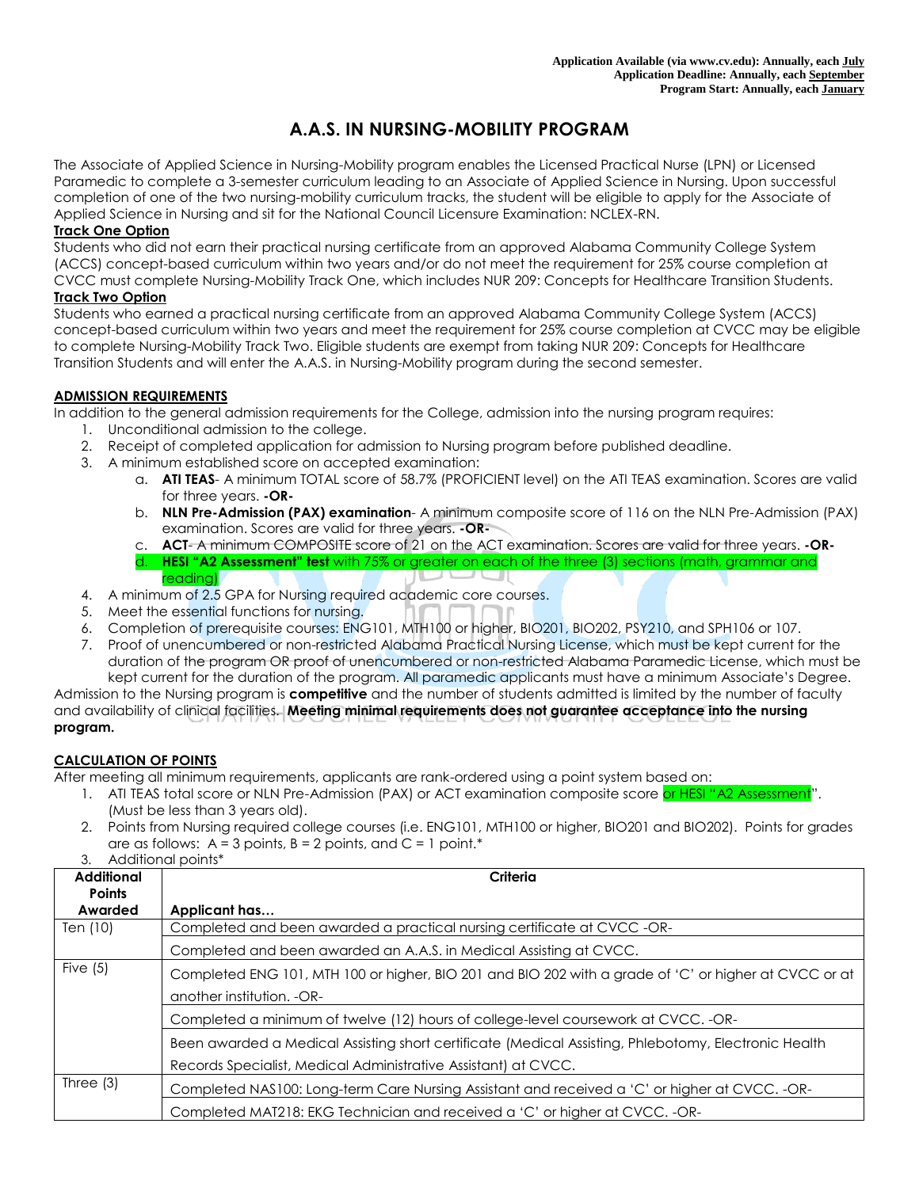**Application Available (via www.cv.edu): Annually, each July**
**Application Deadline: Annually, each September**
**Program Start: Annually, each January**

# A.A.S. IN NURSING-MOBILITY PROGRAM

The Associate of Applied Science in Nursing-Mobility program enables the Licensed Practical Nurse (LPN) or Licensed Paramedic to complete a 3-semester curriculum leading to an Associate of Applied Science in Nursing. Upon successful completion of one of the two nursing-mobility curriculum tracks, the student will be eligible to apply for the Associate of Applied Science in Nursing and sit for the National Council Licensure Examination: NCLEX-RN.

**Track One Option**

Students who did not earn their practical nursing certificate from an approved Alabama Community College System (ACCS) concept-based curriculum within two years and/or do not meet the requirement for 25% course completion at CVCC must complete Nursing-Mobility Track One, which includes NUR 209: Concepts for Healthcare Transition Students.

**Track Two Option**

Students who earned a practical nursing certificate from an approved Alabama Community College System (ACCS) concept-based curriculum within two years and meet the requirement for 25% course completion at CVCC may be eligible to complete Nursing-Mobility Track Two. Eligible students are exempt from taking NUR 209: Concepts for Healthcare Transition Students and will enter the A.A.S. in Nursing-Mobility program during the second semester.

## ADMISSION REQUIREMENTS

In addition to the general admission requirements for the College, admission into the nursing program requires:

1. Unconditional admission to the college.
2. Receipt of completed application for admission to Nursing program before published deadline.
3. A minimum established score on accepted examination:
   a. **ATI TEAS**- A minimum TOTAL score of 58.7% (PROFICIENT level) on the ATI TEAS examination. Scores are valid for three years. **-OR-**
   b. **NLN Pre-Admission (PAX) examination**- A minimum composite score of 116 on the NLN Pre-Admission (PAX) examination. Scores are valid for three years. **-OR-**
   c. **ACT**- A minimum COMPOSITE score of 21 on the ACT examination. Scores are valid for three years. **-OR-**
   d. **HESI "A2 Assessment" test** with 75% or greater on each of the three (3) sections (math, grammar and reading)
4. A minimum of 2.5 GPA for Nursing required academic core courses.
5. Meet the essential functions for nursing.
6. Completion of prerequisite courses: ENG101, MTH100 or higher, BIO201, BIO202, PSY210, and SPH106 or 107.
7. Proof of unencumbered or non-restricted Alabama Practical Nursing License, which must be kept current for the duration of the program OR proof of unencumbered or non-restricted Alabama Paramedic License, which must be kept current for the duration of the program. All paramedic applicants must have a minimum Associate's Degree.

Admission to the Nursing program is **competitive** and the number of students admitted is limited by the number of faculty and availability of clinical facilities. **Meeting minimal requirements does not guarantee acceptance into the nursing program.**

## CALCULATION OF POINTS

After meeting all minimum requirements, applicants are rank-ordered using a point system based on:

1. ATI TEAS total score or NLN Pre-Admission (PAX) or ACT examination composite score or HESI "A2 Assessment". (Must be less than 3 years old).
2. Points from Nursing required college courses (i.e. ENG101, MTH100 or higher, BIO201 and BIO202). Points for grades are as follows: A = 3 points, B = 2 points, and C = 1 point.*
3. Additional points*

| Additional Points Awarded | Criteria<br>Applicant has… |
|---|---|
| Ten (10) | Completed and been awarded a practical nursing certificate at CVCC -OR- |
| | Completed and been awarded an A.A.S. in Medical Assisting at CVCC. |
| Five (5) | Completed ENG 101, MTH 100 or higher, BIO 201 and BIO 202 with a grade of 'C' or higher at CVCC or at another institution. -OR- |
| | Completed a minimum of twelve (12) hours of college-level coursework at CVCC. -OR- |
| | Been awarded a Medical Assisting short certificate (Medical Assisting, Phlebotomy, Electronic Health Records Specialist, Medical Administrative Assistant) at CVCC. |
| Three (3) | Completed NAS100: Long-term Care Nursing Assistant and received a 'C' or higher at CVCC. -OR- |
| | Completed MAT218: EKG Technician and received a 'C' or higher at CVCC. -OR- |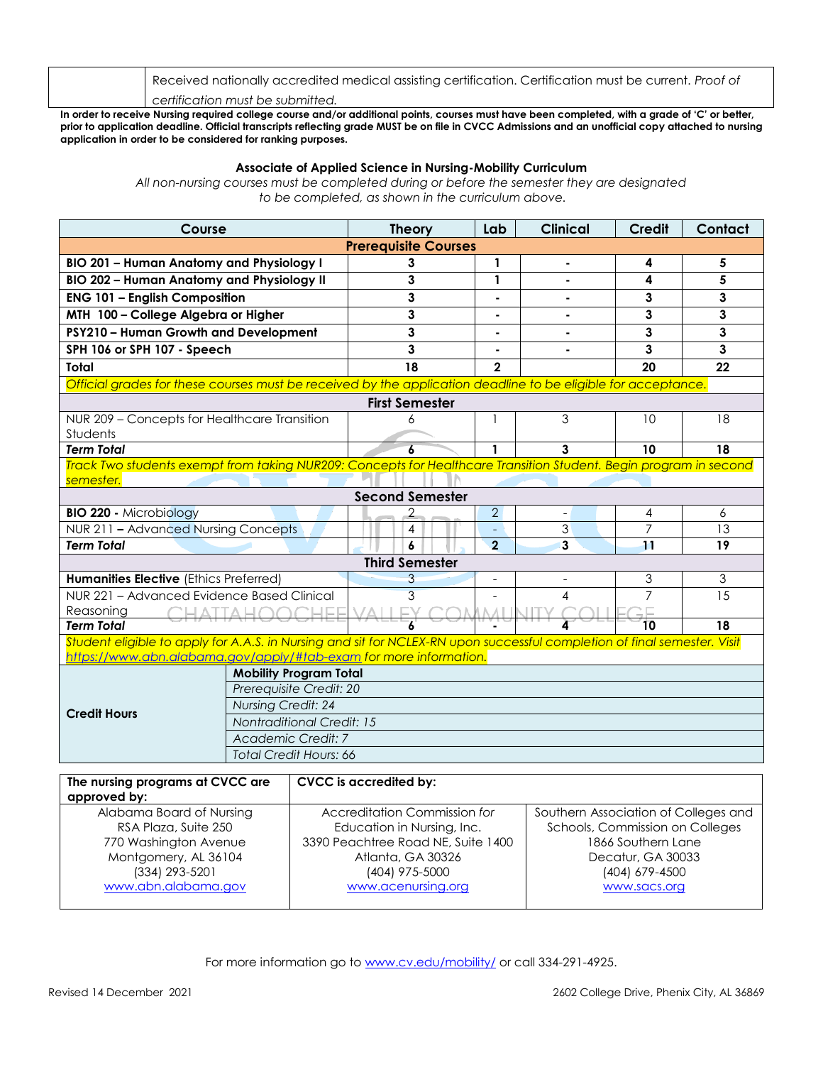| | Received nationally accredited medical assisting certification. Certification must be current. *Proof of certification must be submitted.* |
|---|---|

**In order to receive Nursing required college course and/or additional points, courses must have been completed, with a grade of 'C' or better, prior to application deadline. Official transcripts reflecting grade MUST be on file in CVCC Admissions and an unofficial copy attached to nursing application in order to be considered for ranking purposes.**

### Associate of Applied Science in Nursing-Mobility Curriculum

*All non-nursing courses must be completed during or before the semester they are designated to be completed, as shown in the curriculum above.*

| Course | Theory | Lab | Clinical | Credit | Contact |
|---|---|---|---|---|---|
| **Prerequisite Courses** | | | | | |
| **BIO 201 – Human Anatomy and Physiology I** | 3 | 1 | - | 4 | 5 |
| **BIO 202 – Human Anatomy and Physiology II** | 3 | 1 | - | 4 | 5 |
| **ENG 101 – English Composition** | 3 | - | - | 3 | 3 |
| **MTH 100 – College Algebra or Higher** | 3 | - | - | 3 | 3 |
| **PSY210 – Human Growth and Development** | 3 | - | - | 3 | 3 |
| **SPH 106 or SPH 107 - Speech** | 3 | - | - | 3 | 3 |
| **Total** | **18** | **2** | | **20** | **22** |
| *Official grades for these courses must be received by the application deadline to be eligible for acceptance.* | | | | | |
| **First Semester** | | | | | |
| NUR 209 – Concepts for Healthcare Transition Students | 6 | 1 | 3 | 10 | 18 |
| ***Term Total*** | **6** | **1** | **3** | **10** | **18** |
| *Track Two students exempt from taking NUR209: Concepts for Healthcare Transition Student. Begin program in second semester.* | | | | | |
| **Second Semester** | | | | | |
| **BIO 220 -** Microbiology | 2 | 2 | - | 4 | 6 |
| NUR 211 **–** Advanced Nursing Concepts | 4 | - | 3 | 7 | 13 |
| ***Term Total*** | **6** | **2** | **3** | **11** | **19** |
| **Third Semester** | | | | | |
| **Humanities Elective** (Ethics Preferred) | 3 | - | - | 3 | 3 |
| NUR 221 – Advanced Evidence Based Clinical Reasoning | 3 | - | 4 | 7 | 15 |
| ***Term Total*** | **6** | **-** | **4** | **10** | **18** |
| *Student eligible to apply for A.A.S. in Nursing and sit for NCLEX-RN upon successful completion of final semester. Visit https://www.abn.alabama.gov/apply/#tab-exam for more information.* | | | | | |

| | **Mobility Program Total** |
|---|---|
| **Credit Hours** | *Prerequisite Credit: 20* |
| | *Nursing Credit: 24* |
| | *Nontraditional Credit: 15* |
| | *Academic Credit: 7* |
| | *Total Credit Hours: 66* |

| **The nursing programs at CVCC are approved by:** | **CVCC is accredited by:** | |
|---|---|---|
| Alabama Board of Nursing<br>RSA Plaza, Suite 250<br>770 Washington Avenue<br>Montgomery, AL 36104<br>(334) 293-5201<br>www.abn.alabama.gov | Accreditation Commission *for* Education in Nursing, Inc.<br>3390 Peachtree Road NE, Suite 1400<br>Atlanta, GA 30326<br>(404) 975-5000<br>www.acenursing.org | Southern Association of Colleges and Schools, Commission on Colleges<br>1866 Southern Lane<br>Decatur, GA 30033<br>(404) 679-4500<br>www.sacs.org |

For more information go to www.cv.edu/mobility/ or call 334-291-4925.

Revised 14 December 2021

2602 College Drive, Phenix City, AL 36869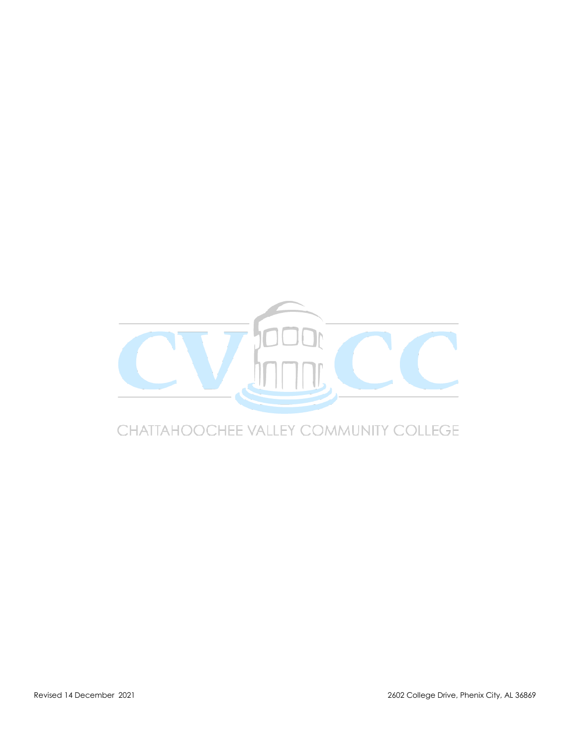CVCC

CHATTAHOOCHEE VALLEY COMMUNITY COLLEGE

Revised 14 December 2021

2602 College Drive, Phenix City, AL 36869